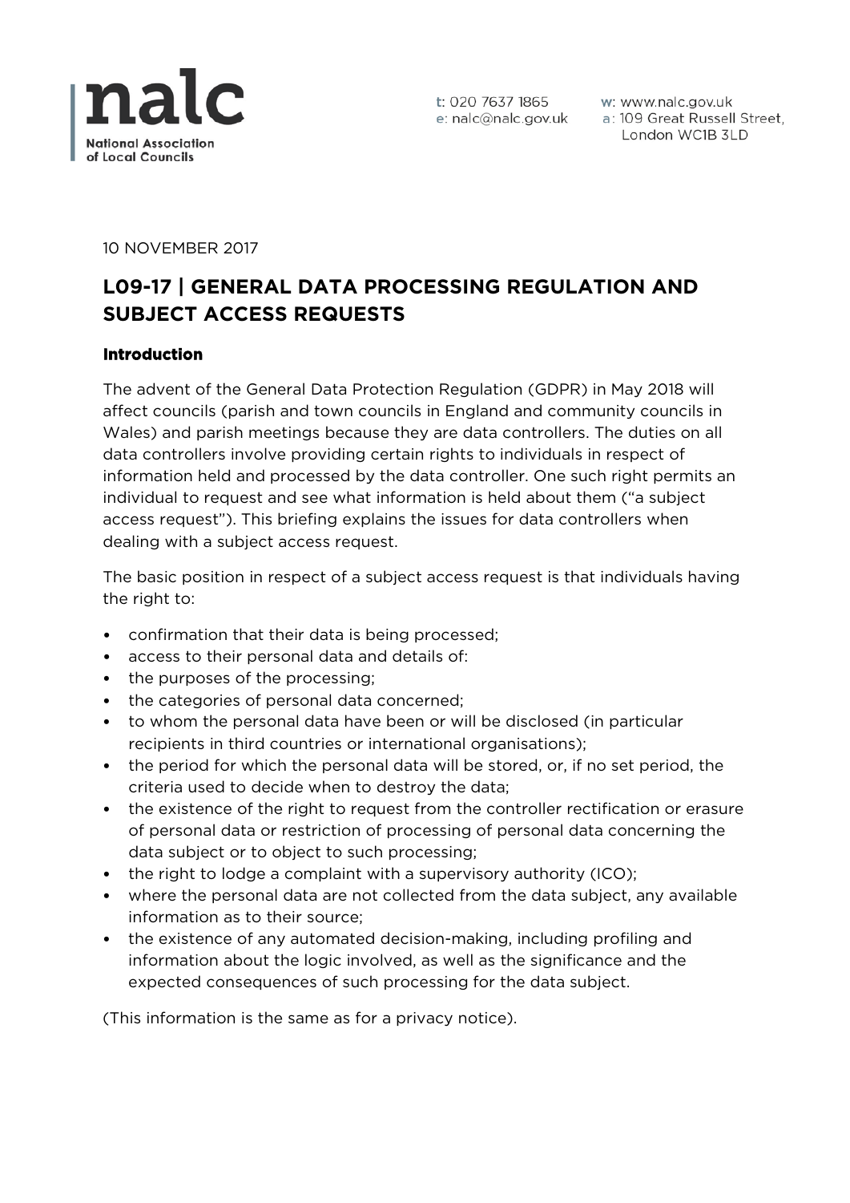**nalc**
**National Association of Local Councils**

t: 020 7637 1865
e: nalc@nalc.gov.uk
w: www.nalc.gov.uk
a: 109 Great Russell Street, London WC1B 3LD

10 NOVEMBER 2017

# L09-17 | GENERAL DATA PROCESSING REGULATION AND SUBJECT ACCESS REQUESTS

## Introduction

The advent of the General Data Protection Regulation (GDPR) in May 2018 will affect councils (parish and town councils in England and community councils in Wales) and parish meetings because they are data controllers. The duties on all data controllers involve providing certain rights to individuals in respect of information held and processed by the data controller. One such right permits an individual to request and see what information is held about them ("a subject access request"). This briefing explains the issues for data controllers when dealing with a subject access request.

The basic position in respect of a subject access request is that individuals having the right to:

- confirmation that their data is being processed;
- access to their personal data and details of:
- the purposes of the processing;
- the categories of personal data concerned;
- to whom the personal data have been or will be disclosed (in particular recipients in third countries or international organisations);
- the period for which the personal data will be stored, or, if no set period, the criteria used to decide when to destroy the data;
- the existence of the right to request from the controller rectification or erasure of personal data or restriction of processing of personal data concerning the data subject or to object to such processing;
- the right to lodge a complaint with a supervisory authority (ICO);
- where the personal data are not collected from the data subject, any available information as to their source;
- the existence of any automated decision-making, including profiling and information about the logic involved, as well as the significance and the expected consequences of such processing for the data subject.

(This information is the same as for a privacy notice).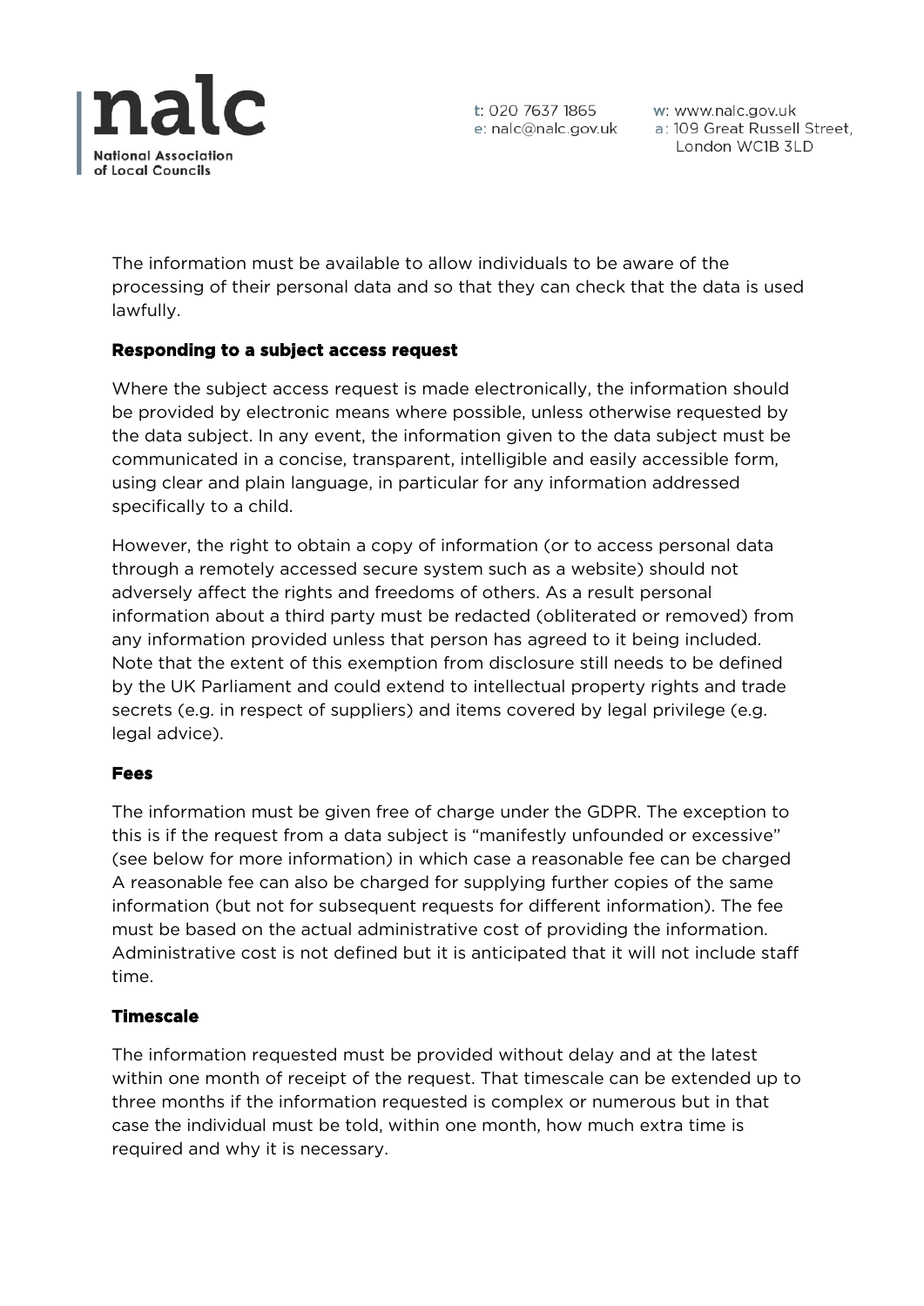The information must be available to allow individuals to be aware of the processing of their personal data and so that they can check that the data is used lawfully.

### Responding to a subject access request

Where the subject access request is made electronically, the information should be provided by electronic means where possible, unless otherwise requested by the data subject. In any event, the information given to the data subject must be communicated in a concise, transparent, intelligible and easily accessible form, using clear and plain language, in particular for any information addressed specifically to a child.

However, the right to obtain a copy of information (or to access personal data through a remotely accessed secure system such as a website) should not adversely affect the rights and freedoms of others. As a result personal information about a third party must be redacted (obliterated or removed) from any information provided unless that person has agreed to it being included. Note that the extent of this exemption from disclosure still needs to be defined by the UK Parliament and could extend to intellectual property rights and trade secrets (e.g. in respect of suppliers) and items covered by legal privilege (e.g. legal advice).

### Fees

The information must be given free of charge under the GDPR. The exception to this is if the request from a data subject is "manifestly unfounded or excessive" (see below for more information) in which case a reasonable fee can be charged A reasonable fee can also be charged for supplying further copies of the same information (but not for subsequent requests for different information). The fee must be based on the actual administrative cost of providing the information. Administrative cost is not defined but it is anticipated that it will not include staff time.

### Timescale

The information requested must be provided without delay and at the latest within one month of receipt of the request. That timescale can be extended up to three months if the information requested is complex or numerous but in that case the individual must be told, within one month, how much extra time is required and why it is necessary.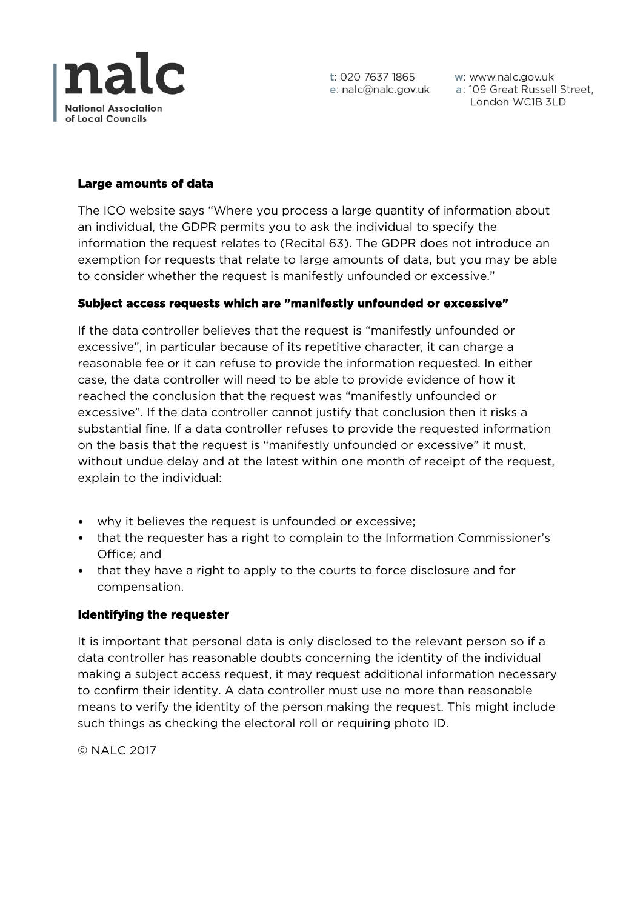### Large amounts of data

The ICO website says "Where you process a large quantity of information about an individual, the GDPR permits you to ask the individual to specify the information the request relates to (Recital 63). The GDPR does not introduce an exemption for requests that relate to large amounts of data, but you may be able to consider whether the request is manifestly unfounded or excessive."

### Subject access requests which are "manifestly unfounded or excessive"

If the data controller believes that the request is "manifestly unfounded or excessive", in particular because of its repetitive character, it can charge a reasonable fee or it can refuse to provide the information requested. In either case, the data controller will need to be able to provide evidence of how it reached the conclusion that the request was "manifestly unfounded or excessive". If the data controller cannot justify that conclusion then it risks a substantial fine. If a data controller refuses to provide the requested information on the basis that the request is "manifestly unfounded or excessive" it must, without undue delay and at the latest within one month of receipt of the request, explain to the individual:

- why it believes the request is unfounded or excessive;
- that the requester has a right to complain to the Information Commissioner's Office; and
- that they have a right to apply to the courts to force disclosure and for compensation.

### Identifying the requester

It is important that personal data is only disclosed to the relevant person so if a data controller has reasonable doubts concerning the identity of the individual making a subject access request, it may request additional information necessary to confirm their identity. A data controller must use no more than reasonable means to verify the identity of the person making the request. This might include such things as checking the electoral roll or requiring photo ID.

© NALC 2017